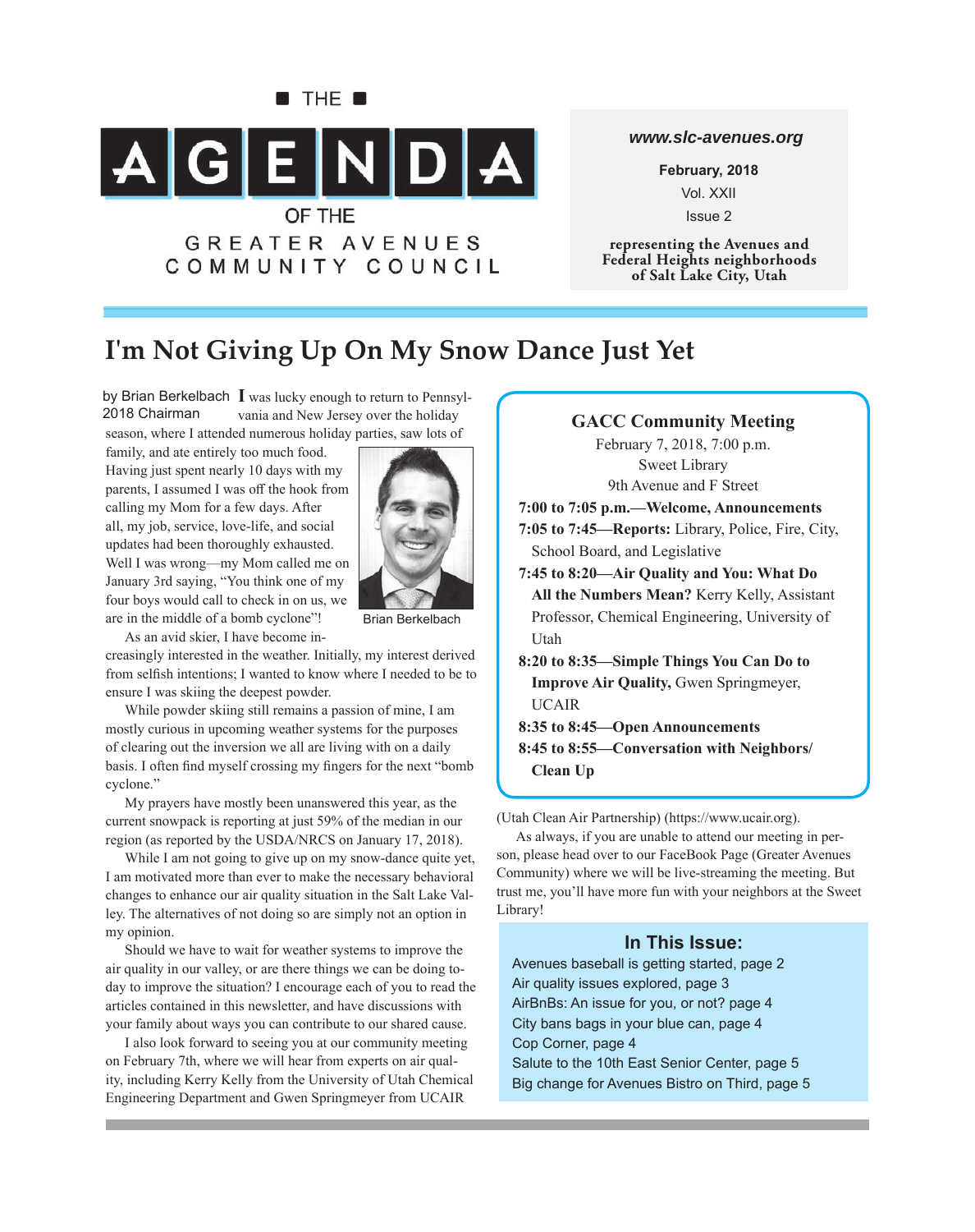■ THE ■

# AGENDA

OF THE

GREATER AVENUES COMMUNITY COUNCIL

*www.slc-avenues.org*

**February, 2018**

Vol. XXII

Issue 2

**representing the Avenues and Federal Heights neighborhoods of Salt Lake City, Utah**

## I'm Not Giving Up On My Snow Dance Just Yet

by Brian Berkelbach
2018 Chairman

I was lucky enough to return to Pennsylvania and New Jersey over the holiday season, where I attended numerous holiday parties, saw lots of family, and ate entirely too much food. Having just spent nearly 10 days with my parents, I assumed I was off the hook from calling my Mom for a few days. After all, my job, service, love-life, and social updates had been thoroughly exhausted. Well I was wrong—my Mom called me on January 3rd saying, "You think one of my four boys would call to check in on us, we are in the middle of a bomb cyclone"!

Brian Berkelbach

As an avid skier, I have become increasingly interested in the weather. Initially, my interest derived from selfish intentions; I wanted to know where I needed to be to ensure I was skiing the deepest powder.

While powder skiing still remains a passion of mine, I am mostly curious in upcoming weather systems for the purposes of clearing out the inversion we all are living with on a daily basis. I often find myself crossing my fingers for the next "bomb cyclone."

My prayers have mostly been unanswered this year, as the current snowpack is reporting at just 59% of the median in our region (as reported by the USDA/NRCS on January 17, 2018).

While I am not going to give up on my snow-dance quite yet, I am motivated more than ever to make the necessary behavioral changes to enhance our air quality situation in the Salt Lake Valley. The alternatives of not doing so are simply not an option in my opinion.

Should we have to wait for weather systems to improve the air quality in our valley, or are there things we can be doing today to improve the situation? I encourage each of you to read the articles contained in this newsletter, and have discussions with your family about ways you can contribute to our shared cause.

I also look forward to seeing you at our community meeting on February 7th, where we will hear from experts on air quality, including Kerry Kelly from the University of Utah Chemical Engineering Department and Gwen Springmeyer from UCAIR (Utah Clean Air Partnership) (https://www.ucair.org).

As always, if you are unable to attend our meeting in person, please head over to our FaceBook Page (Greater Avenues Community) where we will be live-streaming the meeting. But trust me, you'll have more fun with your neighbors at the Sweet Library!

### GACC Community Meeting

February 7, 2018, 7:00 p.m.
Sweet Library
9th Avenue and F Street

**7:00 to 7:05 p.m.—Welcome, Announcements**

**7:05 to 7:45—Reports:** Library, Police, Fire, City, School Board, and Legislative

**7:45 to 8:20—Air Quality and You: What Do All the Numbers Mean?** Kerry Kelly, Assistant Professor, Chemical Engineering, University of Utah

**8:20 to 8:35—Simple Things You Can Do to Improve Air Quality,** Gwen Springmeyer, UCAIR

**8:35 to 8:45—Open Announcements**

**8:45 to 8:55—Conversation with Neighbors/ Clean Up**

### In This Issue:

- Avenues baseball is getting started, page 2
- Air quality issues explored, page 3
- AirBnBs: An issue for you, or not? page 4
- City bans bags in your blue can, page 4
- Cop Corner, page 4
- Salute to the 10th East Senior Center, page 5
- Big change for Avenues Bistro on Third, page 5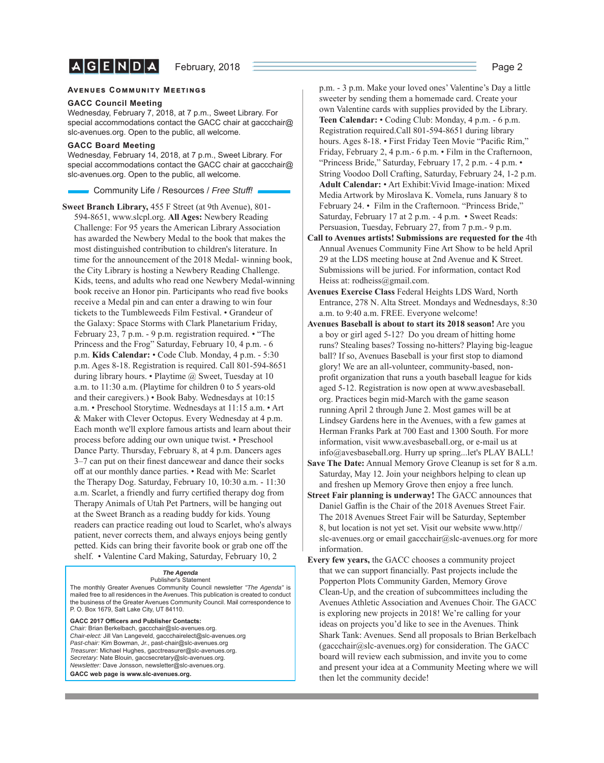## Avenues Community Meetings

### GACC Council Meeting

Wednesday, February 7, 2018, at 7 p.m., Sweet Library. For special accommodations contact the GACC chair at gaccchair@slc-avenues.org. Open to the public, all welcome.

### GACC Board Meeting

Wednesday, February 14, 2018, at 7 p.m., Sweet Library. For special accommodations contact the GACC chair at gaccchair@slc-avenues.org. Open to the public, all welcome.

## Community Life / Resources / *Free Stuff!*

**Sweet Branch Library,** 455 F Street (at 9th Avenue), 801-594-8651, www.slcpl.org. **All Ages:** Newbery Reading Challenge: For 95 years the American Library Association has awarded the Newbery Medal to the book that makes the most distinguished contribution to children's literature. In time for the announcement of the 2018 Medal- winning book, the City Library is hosting a Newbery Reading Challenge. Kids, teens, and adults who read one Newbery Medal-winning book receive an Honor pin. Participants who read five books receive a Medal pin and can enter a drawing to win four tickets to the Tumbleweeds Film Festival. • Grandeur of the Galaxy: Space Storms with Clark Planetarium Friday, February 23, 7 p.m. - 9 p.m. registration required. • "The Princess and the Frog" Saturday, February 10, 4 p.m. - 6 p.m. **Kids Calendar:** • Code Club. Monday, 4 p.m. - 5:30 p.m. Ages 8-18. Registration is required. Call 801-594-8651 during library hours. • Playtime @ Sweet, Tuesday at 10 a.m. to 11:30 a.m. (Playtime for children 0 to 5 years-old and their caregivers.) • Book Baby. Wednesdays at 10:15 a.m. • Preschool Storytime. Wednesdays at 11:15 a.m. • Art & Maker with Clever Octopus. Every Wednesday at 4 p.m. Each month we'll explore famous artists and learn about their process before adding our own unique twist. • Preschool Dance Party. Thursday, February 8, at 4 p.m. Dancers ages 3–7 can put on their finest dancewear and dance their socks off at our monthly dance parties. • Read with Me: Scarlet the Therapy Dog. Saturday, February 10, 10:30 a.m. - 11:30 a.m. Scarlet, a friendly and furry certified therapy dog from Therapy Animals of Utah Pet Partners, will be hanging out at the Sweet Branch as a reading buddy for kids. Young readers can practice reading out loud to Scarlet, who's always patient, never corrects them, and always enjoys being gently petted. Kids can bring their favorite book or grab one off the shelf. • Valentine Card Making, Saturday, February 10, 2 p.m. - 3 p.m. Make your loved ones' Valentine's Day a little sweeter by sending them a homemade card. Create your own Valentine cards with supplies provided by the Library. **Teen Calendar:** • Coding Club: Monday, 4 p.m. - 6 p.m. Registration required.Call 801-594-8651 during library hours. Ages 8-18. • First Friday Teen Movie "Pacific Rim," Friday, February 2, 4 p.m.- 6 p.m. • Film in the Crafternoon, "Princess Bride," Saturday, February 17, 2 p.m. - 4 p.m. • String Voodoo Doll Crafting, Saturday, February 24, 1-2 p.m. **Adult Calendar:** • Art Exhibit:Vivid Image-ination: Mixed Media Artwork by Miroslava K. Vomela, runs January 8 to February 24. • Film in the Crafternoon. "Princess Bride," Saturday, February 17 at 2 p.m. - 4 p.m. • Sweet Reads: Persuasion, Tuesday, February 27, from 7 p.m.- 9 p.m.

**Call to Avenues artists! Submissions are requested for the** 4th Annual Avenues Community Fine Art Show to be held April 29 at the LDS meeting house at 2nd Avenue and K Street. Submissions will be juried. For information, contact Rod Heiss at: rodheiss@gmail.com.

**Avenues Exercise Class** Federal Heights LDS Ward, North Entrance, 278 N. Alta Street. Mondays and Wednesdays, 8:30 a.m. to 9:40 a.m. FREE. Everyone welcome!

**Avenues Baseball is about to start its 2018 season!** Are you a boy or girl aged 5-12? Do you dream of hitting home runs? Stealing bases? Tossing no-hitters? Playing big-league ball? If so, Avenues Baseball is your first stop to diamond glory! We are an all-volunteer, community-based, non-profit organization that runs a youth baseball league for kids aged 5-12. Registration is now open at www.avesbaseball.org. Practices begin mid-March with the game season running April 2 through June 2. Most games will be at Lindsey Gardens here in the Avenues, with a few games at Herman Franks Park at 700 East and 1300 South. For more information, visit www.avesbaseball.org, or e-mail us at info@avesbaseball.org. Hurry up spring...let's PLAY BALL!

**Save The Date:** Annual Memory Grove Cleanup is set for 8 a.m. Saturday, May 12. Join your neighbors helping to clean up and freshen up Memory Grove then enjoy a free lunch.

**Street Fair planning is underway!** The GACC announces that Daniel Gaffin is the Chair of the 2018 Avenues Street Fair. The 2018 Avenues Street Fair will be Saturday, September 8, but location is not yet set. Visit our website www.http//slc-avenues.org or email gaccchair@slc-avenues.org for more information.

**Every few years,** the GACC chooses a community project that we can support financially. Past projects include the Popperton Plots Community Garden, Memory Grove Clean-Up, and the creation of subcommittees including the Avenues Athletic Association and Avenues Choir. The GACC is exploring new projects in 2018! We're calling for your ideas on projects you'd like to see in the Avenues. Think Shark Tank: Avenues. Send all proposals to Brian Berkelbach (gaccchair@slc-avenues.org) for consideration. The GACC board will review each submission, and invite you to come and present your idea at a Community Meeting where we will then let the community decide!

---

***The Agenda***
Publisher's Statement

The monthly Greater Avenues Community Council newsletter *"The Agenda"* is mailed free to all residences in the Avenues. This publication is created to conduct the business of the Greater Avenues Community Council. Mail correspondence to P. O. Box 1679, Salt Lake City, UT 84110.

**GACC 2017 Officers and Publisher Contacts:**
*Chair:* Brian Berkelbach, gaccchair@slc-avenues.org.
*Chair-elect:* Jill Van Langeveld, gaccchairelect@slc-avenues.org
*Past-chair:* Kim Bowman, Jr., past-chair@slc-avenues.org
*Treasurer:* Michael Hughes, gacctreasurer@slc-avenues.org.
*Secretary:* Nate Blouin, gaccsecretary@slc-avenues.org.
*Newsletter:* Dave Jonsson, newsletter@slc-avenues.org.
**GACC web page is www.slc-avenues.org.**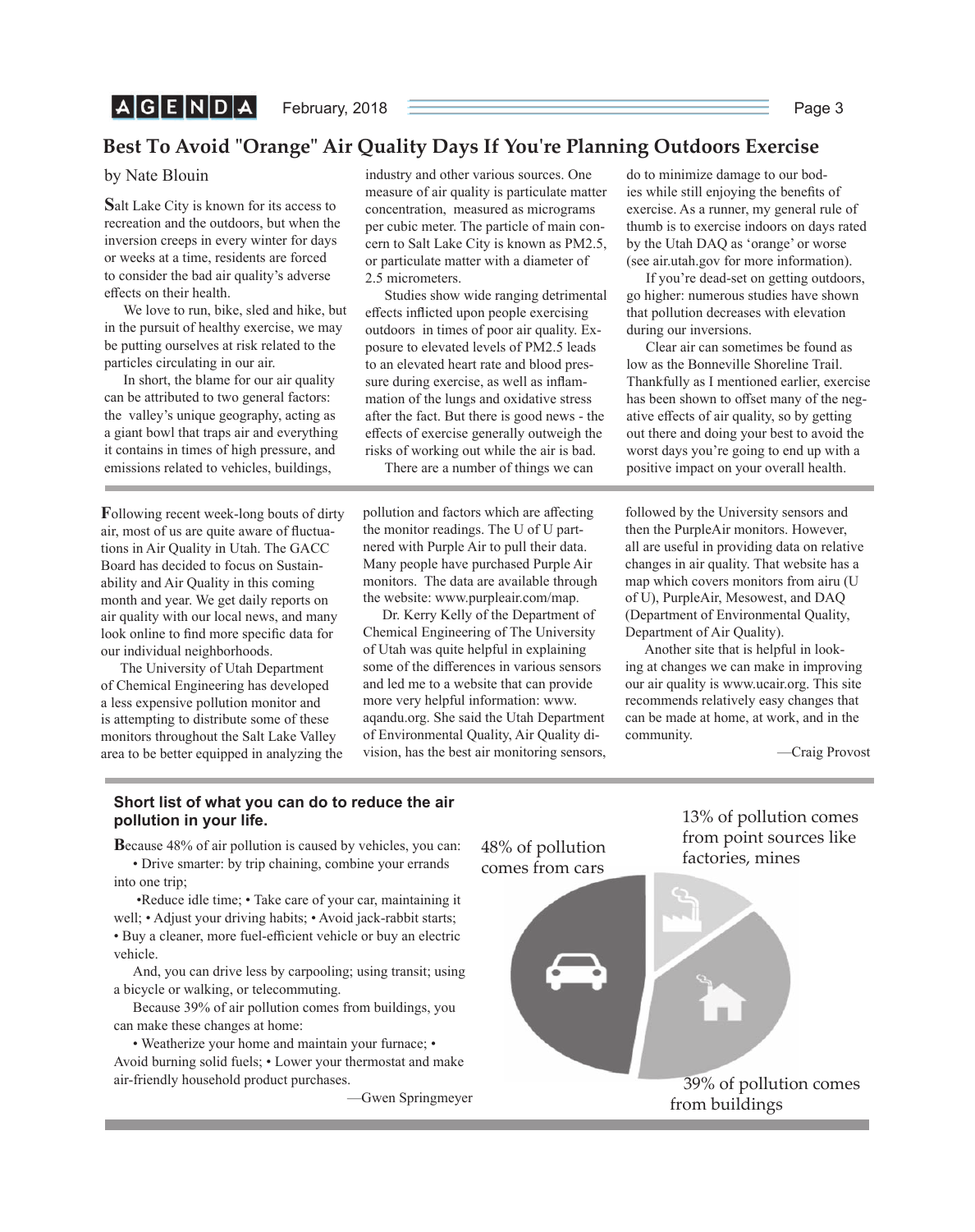## Best To Avoid "Orange" Air Quality Days If You're Planning Outdoors Exercise

by Nate Blouin

**S**alt Lake City is known for its access to recreation and the outdoors, but when the inversion creeps in every winter for days or weeks at a time, residents are forced to consider the bad air quality's adverse effects on their health.

We love to run, bike, sled and hike, but in the pursuit of healthy exercise, we may be putting ourselves at risk related to the particles circulating in our air.

In short, the blame for our air quality can be attributed to two general factors: the valley's unique geography, acting as a giant bowl that traps air and everything it contains in times of high pressure, and emissions related to vehicles, buildings, industry and other various sources. One measure of air quality is particulate matter concentration, measured as micrograms per cubic meter. The particle of main concern to Salt Lake City is known as PM2.5, or particulate matter with a diameter of 2.5 micrometers.

Studies show wide ranging detrimental effects inflicted upon people exercising outdoors in times of poor air quality. Exposure to elevated levels of PM2.5 leads to an elevated heart rate and blood pressure during exercise, as well as inflammation of the lungs and oxidative stress after the fact. But there is good news - the effects of exercise generally outweigh the risks of working out while the air is bad.

There are a number of things we can do to minimize damage to our bodies while still enjoying the benefits of exercise. As a runner, my general rule of thumb is to exercise indoors on days rated by the Utah DAQ as 'orange' or worse (see air.utah.gov for more information).

If you're dead-set on getting outdoors, go higher: numerous studies have shown that pollution decreases with elevation during our inversions.

Clear air can sometimes be found as low as the Bonneville Shoreline Trail. Thankfully as I mentioned earlier, exercise has been shown to offset many of the negative effects of air quality, so by getting out there and doing your best to avoid the worst days you're going to end up with a positive impact on your overall health.

---

**F**ollowing recent week-long bouts of dirty air, most of us are quite aware of fluctuations in Air Quality in Utah. The GACC Board has decided to focus on Sustainability and Air Quality in this coming month and year. We get daily reports on air quality with our local news, and many look online to find more specific data for our individual neighborhoods.

The University of Utah Department of Chemical Engineering has developed a less expensive pollution monitor and is attempting to distribute some of these monitors throughout the Salt Lake Valley area to be better equipped in analyzing the pollution and factors which are affecting the monitor readings. The U of U partnered with Purple Air to pull their data. Many people have purchased Purple Air monitors. The data are available through the website: www.purpleair.com/map.

Dr. Kerry Kelly of the Department of Chemical Engineering of The University of Utah was quite helpful in explaining some of the differences in various sensors and led me to a website that can provide more very helpful information: www.aqandu.org. She said the Utah Department of Environmental Quality, Air Quality division, has the best air monitoring sensors, followed by the University sensors and then the PurpleAir monitors. However, all are useful in providing data on relative changes in air quality. That website has a map which covers monitors from airu (U of U), PurpleAir, Mesowest, and DAQ (Department of Environmental Quality, Department of Air Quality).

Another site that is helpful in looking at changes we can make in improving our air quality is www.ucair.org. This site recommends relatively easy changes that can be made at home, at work, and in the community.

—Craig Provost

---

### Short list of what you can do to reduce the air pollution in your life.

**B**ecause 48% of air pollution is caused by vehicles, you can:

• Drive smarter: by trip chaining, combine your errands into one trip;

•Reduce idle time; • Take care of your car, maintaining it well; • Adjust your driving habits; • Avoid jack-rabbit starts; • Buy a cleaner, more fuel-efficient vehicle or buy an electric vehicle.

And, you can drive less by carpooling; using transit; using a bicycle or walking, or telecommuting.

Because 39% of air pollution comes from buildings, you can make these changes at home:

• Weatherize your home and maintain your furnace; • Avoid burning solid fuels; • Lower your thermostat and make air-friendly household product purchases.

—Gwen Springmeyer

48% of pollution comes from cars

13% of pollution comes from point sources like factories, mines

39% of pollution comes from buildings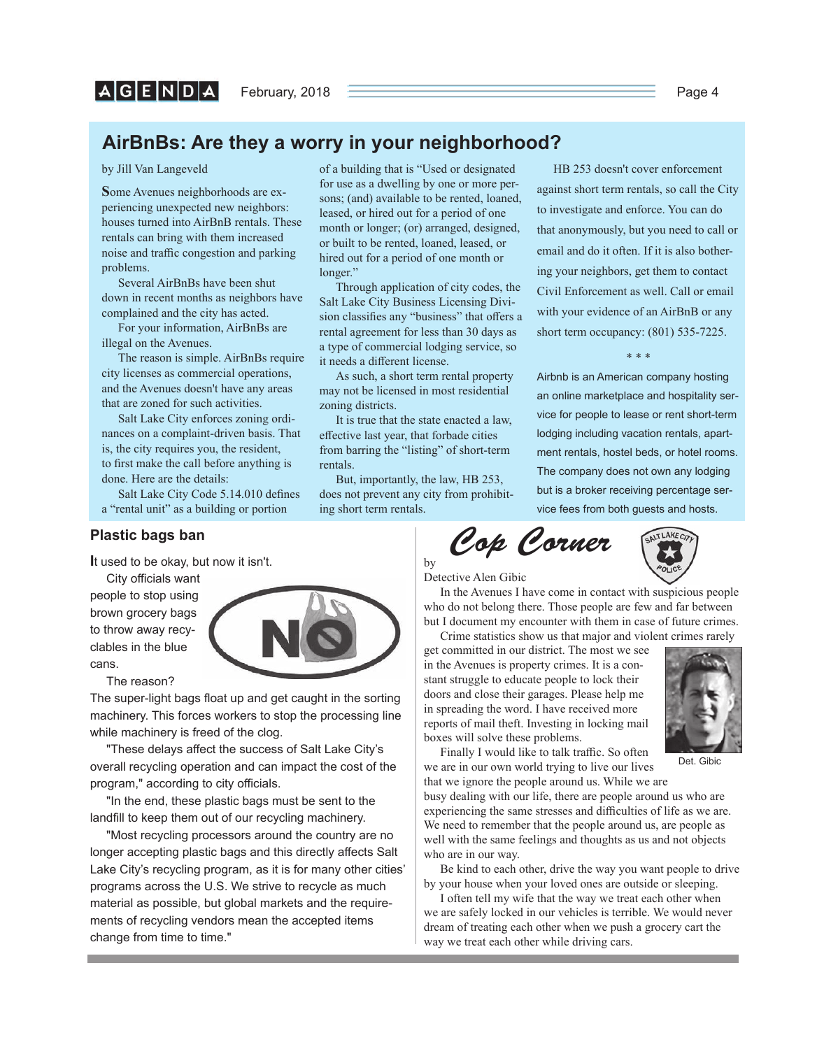## AirBnBs: Are they a worry in your neighborhood?

by Jill Van Langeveld

Some Avenues neighborhoods are experiencing unexpected new neighbors: houses turned into AirBnB rentals. These rentals can bring with them increased noise and traffic congestion and parking problems.

Several AirBnBs have been shut down in recent months as neighbors have complained and the city has acted.

For your information, AirBnBs are illegal on the Avenues.

The reason is simple. AirBnBs require city licenses as commercial operations, and the Avenues doesn't have any areas that are zoned for such activities.

Salt Lake City enforces zoning ordinances on a complaint-driven basis. That is, the city requires you, the resident, to first make the call before anything is done. Here are the details:

Salt Lake City Code 5.14.010 defines a "rental unit" as a building or portion of a building that is "Used or designated for use as a dwelling by one or more persons; (and) available to be rented, loaned, leased, or hired out for a period of one month or longer; (or) arranged, designed, or built to be rented, loaned, leased, or hired out for a period of one month or longer."

Through application of city codes, the Salt Lake City Business Licensing Division classifies any "business" that offers a rental agreement for less than 30 days as a type of commercial lodging service, so it needs a different license.

As such, a short term rental property may not be licensed in most residential zoning districts.

It is true that the state enacted a law, effective last year, that forbade cities from barring the "listing" of short-term rentals.

But, importantly, the law, HB 253, does not prevent any city from prohibiting short term rentals.

HB 253 doesn't cover enforcement against short term rentals, so call the City to investigate and enforce. You can do that anonymously, but you need to call or email and do it often. If it is also bothering your neighbors, get them to contact Civil Enforcement as well. Call or email with your evidence of an AirBnB or any short term occupancy: (801) 535-7225.

\* \* \*

Airbnb is an American company hosting an online marketplace and hospitality service for people to lease or rent short-term lodging including vacation rentals, apartment rentals, hostel beds, or hotel rooms. The company does not own any lodging but is a broker receiving percentage service fees from both guests and hosts.

## Plastic bags ban

It used to be okay, but now it isn't.

City officials want people to stop using brown grocery bags to throw away recyclables in the blue cans.

The reason?

The super-light bags float up and get caught in the sorting machinery. This forces workers to stop the processing line while machinery is freed of the clog.

"These delays affect the success of Salt Lake City's overall recycling operation and can impact the cost of the program," according to city officials.

"In the end, these plastic bags must be sent to the landfill to keep them out of our recycling machinery.

"Most recycling processors around the country are no longer accepting plastic bags and this directly affects Salt Lake City's recycling program, as it is for many other cities' programs across the U.S. We strive to recycle as much material as possible, but global markets and the requirements of recycling vendors mean the accepted items change from time to time."

## Cop Corner

by

Detective Alen Gibic

In the Avenues I have come in contact with suspicious people who do not belong there. Those people are few and far between but I document my encounter with them in case of future crimes.

Crime statistics show us that major and violent crimes rarely get committed in our district. The most we see in the Avenues is property crimes. It is a constant struggle to educate people to lock their doors and close their garages. Please help me in spreading the word. I have received more reports of mail theft. Investing in locking mail boxes will solve these problems.

Det. Gibic

Finally I would like to talk traffic. So often we are in our own world trying to live our lives that we ignore the people around us. While we are busy dealing with our life, there are people around us who are experiencing the same stresses and difficulties of life as we are. We need to remember that the people around us, are people as well with the same feelings and thoughts as us and not objects who are in our way.

Be kind to each other, drive the way you want people to drive by your house when your loved ones are outside or sleeping.

I often tell my wife that the way we treat each other when we are safely locked in our vehicles is terrible. We would never dream of treating each other when we push a grocery cart the way we treat each other while driving cars.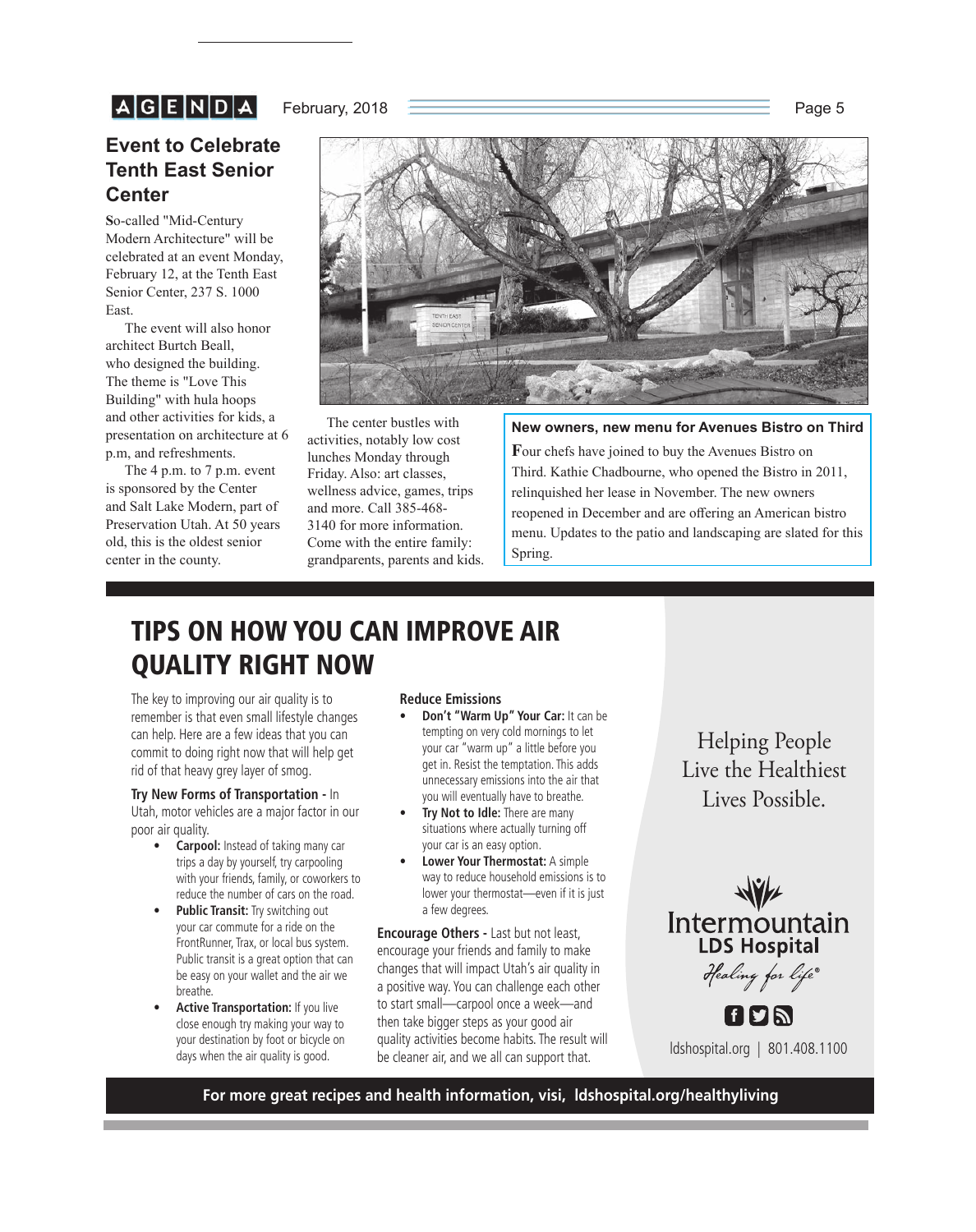## Event to Celebrate Tenth East Senior Center

So-called "Mid-Century Modern Architecture" will be celebrated at an event Monday, February 12, at the Tenth East Senior Center, 237 S. 1000 East.

The event will also honor architect Burtch Beall, who designed the building. The theme is "Love This Building" with hula hoops and other activities for kids, a presentation on architecture at 6 p.m, and refreshments.

The 4 p.m. to 7 p.m. event is sponsored by the Center and Salt Lake Modern, part of Preservation Utah. At 50 years old, this is the oldest senior center in the county.

The center bustles with activities, notably low cost lunches Monday through Friday. Also: art classes, wellness advice, games, trips and more. Call 385-468-3140 for more information. Come with the entire family: grandparents, parents and kids.

### New owners, new menu for Avenues Bistro on Third

Four chefs have joined to buy the Avenues Bistro on Third. Kathie Chadbourne, who opened the Bistro in 2011, relinquished her lease in November. The new owners reopened in December and are offering an American bistro menu. Updates to the patio and landscaping are slated for this Spring.

## TIPS ON HOW YOU CAN IMPROVE AIR QUALITY RIGHT NOW

The key to improving our air quality is to remember is that even small lifestyle changes can help. Here are a few ideas that you can commit to doing right now that will help get rid of that heavy grey layer of smog.

**Try New Forms of Transportation -** In Utah, motor vehicles are a major factor in our poor air quality.

- **Carpool:** Instead of taking many car trips a day by yourself, try carpooling with your friends, family, or coworkers to reduce the number of cars on the road.
- **Public Transit:** Try switching out your car commute for a ride on the FrontRunner, Trax, or local bus system. Public transit is a great option that can be easy on your wallet and the air we breathe.
- **Active Transportation:** If you live close enough try making your way to your destination by foot or bicycle on days when the air quality is good.

**Reduce Emissions**

- **Don't "Warm Up" Your Car:** It can be tempting on very cold mornings to let your car "warm up" a little before you get in. Resist the temptation. This adds unnecessary emissions into the air that you will eventually have to breathe.
- **Try Not to Idle:** There are many situations where actually turning off your car is an easy option.
- **Lower Your Thermostat:** A simple way to reduce household emissions is to lower your thermostat—even if it is just a few degrees.

**Encourage Others -** Last but not least, encourage your friends and family to make changes that will impact Utah's air quality in a positive way. You can challenge each other to start small—carpool once a week—and then take bigger steps as your good air quality activities become habits. The result will be cleaner air, and we all can support that.

Helping People Live the Healthiest Lives Possible.

Intermountain LDS Hospital

*Healing for life®*

ldshospital.org | 801.408.1100

**For more great recipes and health information, visi, ldshospital.org/healthyliving**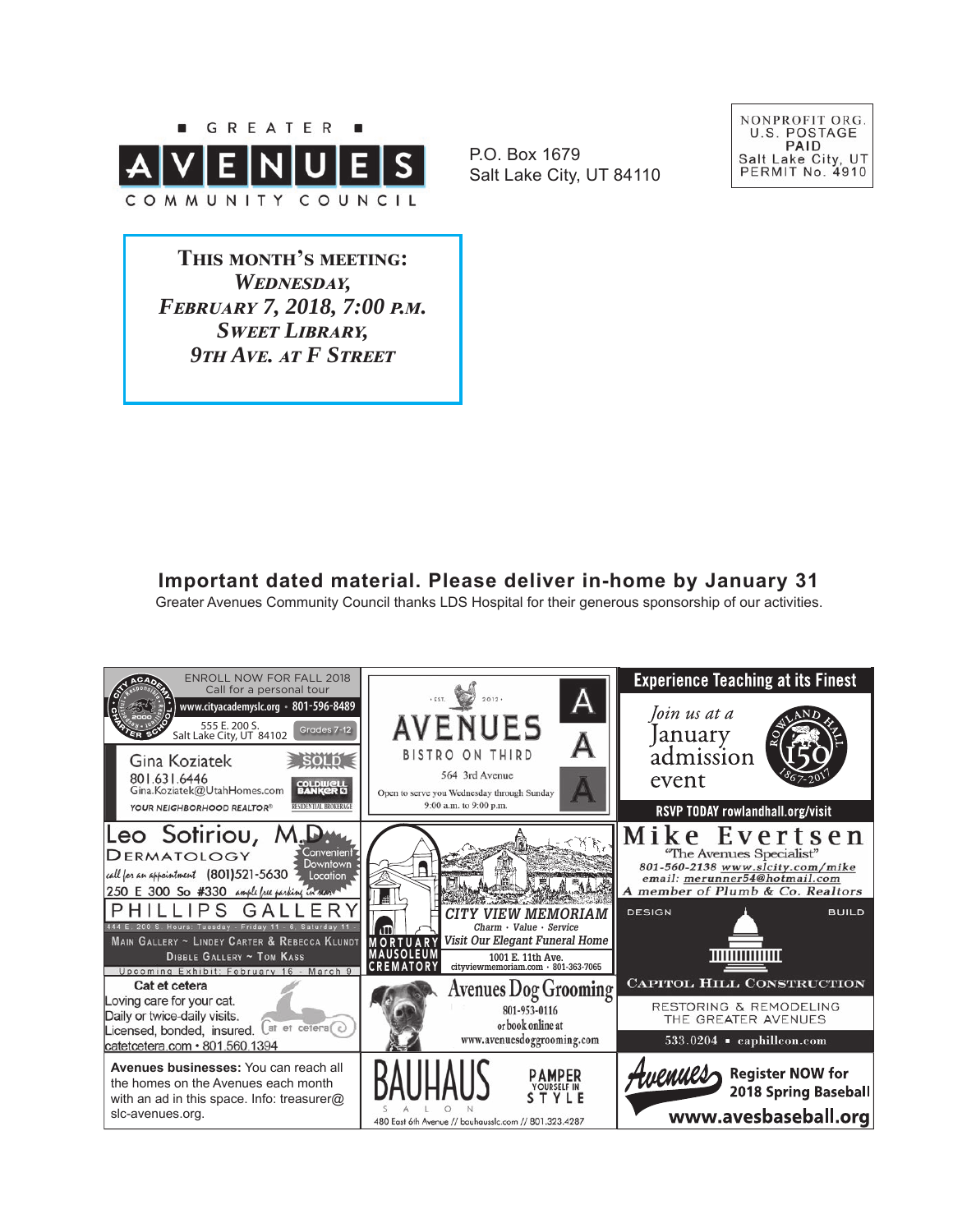■ GREATER ■

# AVENUES

COMMUNITY COUNCIL

P.O. Box 1679
Salt Lake City, UT 84110

NONPROFIT ORG.
U.S. POSTAGE
PAID
Salt Lake City, UT
PERMIT No. 4910

**THIS MONTH'S MEETING:**
***WEDNESDAY,***
***FEBRUARY 7, 2018, 7:00 P.M.***
***SWEET LIBRARY,***
***9TH AVE. AT F STREET***

**Important dated material. Please deliver in-home by January 31**

Greater Avenues Community Council thanks LDS Hospital for their generous sponsorship of our activities.

---

City Academy Charter School — ENROLL NOW FOR FALL 2018
Call for a personal tour
www.cityacademyslc.org • 801-596-8489
555 E. 200 S.
Salt Lake City, UT 84102
Grades 7-12

Gina Koziatek
801.631.6446
Gina.Koziatek@UtahHomes.com
SOLD
COLDWELL BANKER
RESIDENTIAL BROKERAGE
YOUR NEIGHBORHOOD REALTOR®

EST. 2012
AVENUES
BISTRO ON THIRD
564 3rd Avenue
Open to serve you Wednesday through Sunday
9:00 a.m. to 9:00 p.m.

**Experience Teaching at its Finest**
*Join us at a* January admission event
ROWLAND HALL 150 1867-2017
**RSVP TODAY rowlandhall.org/visit**

Leo Sotiriou, M.D.
DERMATOLOGY
Convenient Downtown Location
*call for an appointment* (801)521-5630
250 E 300 So #330 *ample free parking in rear*

PHILLIPS GALLERY
444 E. 200 S. Hours: Tuesday - Friday 11 - 6, Saturday 11 - 4
MAIN GALLERY ~ LINDEY CARTER & REBECCA KLUNDT
DIBBLE GALLERY ~ TOM KASS
Upcoming Exhibit: February 16 - March 9

***CITY VIEW MEMORIAM***
*Charm · Value · Service*
MORTUARY
MAUSOLEUM
CREMATORY
*Visit Our Elegant Funeral Home*
1001 E. 11th Ave.
cityviewmemoriam.com • 801-363-7065

Mike Evertsen
"The Avenues Specialist"
801-560-2138 www.slcity.com/mike
email: merunner54@hotmail.com
A member of Plumb & Co. Realtors

DESIGN BUILD
CAPITOL HILL CONSTRUCTION
RESTORING & REMODELING
THE GREATER AVENUES
533.0204 ▪ caphillcon.com

**Cat et cetera**
Loving care for your cat.
Daily or twice-daily visits.
Licensed, bonded, insured.
catetcetera.com • 801.560.1394

Avenues Dog Grooming
801-953-0116
or book online at
www.avenuesdoggrooming.com

**Avenues businesses:** You can reach all the homes on the Avenues each month with an ad in this space. Info: treasurer@slc-avenues.org.

BAUHAUS
SALON
PAMPER YOURSELF IN STYLE
480 East 6th Avenue // bauhausslc.com // 801.323.4287

Avenues
**Register NOW for 2018 Spring Baseball**
**www.avesbaseball.org**